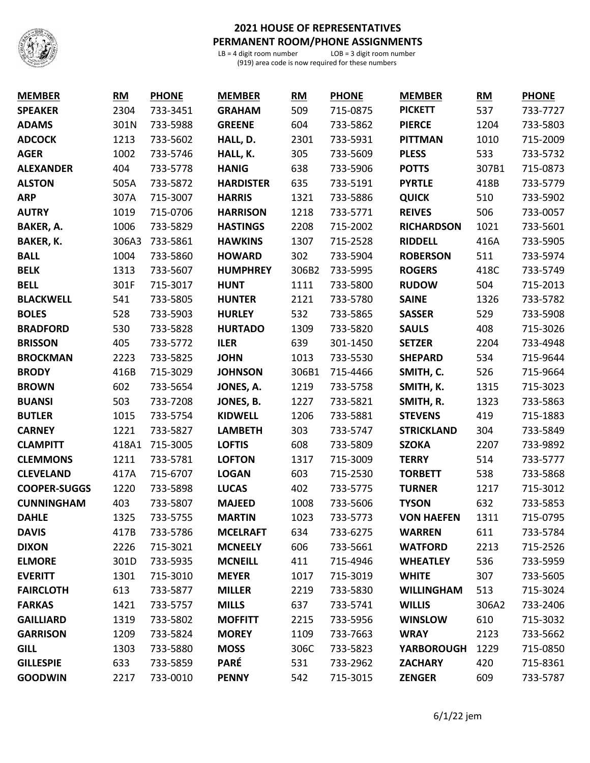# 2021 HOUSE OF REPRESENTATIVES
## PERMANENT ROOM/PHONE ASSIGNMENTS

LB = 4 digit room number LOB = 3 digit room number
(919) area code is now required for these numbers

| MEMBER | RM | PHONE | MEMBER | RM | PHONE | MEMBER | RM | PHONE |
|---|---|---|---|---|---|---|---|---|
| **SPEAKER** | 2304 | 733-3451 | **GRAHAM** | 509 | 715-0875 | **PICKETT** | 537 | 733-7727 |
| **ADAMS** | 301N | 733-5988 | **GREENE** | 604 | 733-5862 | **PIERCE** | 1204 | 733-5803 |
| **ADCOCK** | 1213 | 733-5602 | **HALL, D.** | 2301 | 733-5931 | **PITTMAN** | 1010 | 715-2009 |
| **AGER** | 1002 | 733-5746 | **HALL, K.** | 305 | 733-5609 | **PLESS** | 533 | 733-5732 |
| **ALEXANDER** | 404 | 733-5778 | **HANIG** | 638 | 733-5906 | **POTTS** | 307B1 | 715-0873 |
| **ALSTON** | 505A | 733-5872 | **HARDISTER** | 635 | 733-5191 | **PYRTLE** | 418B | 733-5779 |
| **ARP** | 307A | 715-3007 | **HARRIS** | 1321 | 733-5886 | **QUICK** | 510 | 733-5902 |
| **AUTRY** | 1019 | 715-0706 | **HARRISON** | 1218 | 733-5771 | **REIVES** | 506 | 733-0057 |
| **BAKER, A.** | 1006 | 733-5829 | **HASTINGS** | 2208 | 715-2002 | **RICHARDSON** | 1021 | 733-5601 |
| **BAKER, K.** | 306A3 | 733-5861 | **HAWKINS** | 1307 | 715-2528 | **RIDDELL** | 416A | 733-5905 |
| **BALL** | 1004 | 733-5860 | **HOWARD** | 302 | 733-5904 | **ROBERSON** | 511 | 733-5974 |
| **BELK** | 1313 | 733-5607 | **HUMPHREY** | 306B2 | 733-5995 | **ROGERS** | 418C | 733-5749 |
| **BELL** | 301F | 715-3017 | **HUNT** | 1111 | 733-5800 | **RUDOW** | 504 | 715-2013 |
| **BLACKWELL** | 541 | 733-5805 | **HUNTER** | 2121 | 733-5780 | **SAINE** | 1326 | 733-5782 |
| **BOLES** | 528 | 733-5903 | **HURLEY** | 532 | 733-5865 | **SASSER** | 529 | 733-5908 |
| **BRADFORD** | 530 | 733-5828 | **HURTADO** | 1309 | 733-5820 | **SAULS** | 408 | 715-3026 |
| **BRISSON** | 405 | 733-5772 | **ILER** | 639 | 301-1450 | **SETZER** | 2204 | 733-4948 |
| **BROCKMAN** | 2223 | 733-5825 | **JOHN** | 1013 | 733-5530 | **SHEPARD** | 534 | 715-9644 |
| **BRODY** | 416B | 715-3029 | **JOHNSON** | 306B1 | 715-4466 | **SMITH, C.** | 526 | 715-9664 |
| **BROWN** | 602 | 733-5654 | **JONES, A.** | 1219 | 733-5758 | **SMITH, K.** | 1315 | 715-3023 |
| **BUANSI** | 503 | 733-7208 | **JONES, B.** | 1227 | 733-5821 | **SMITH, R.** | 1323 | 733-5863 |
| **BUTLER** | 1015 | 733-5754 | **KIDWELL** | 1206 | 733-5881 | **STEVENS** | 419 | 715-1883 |
| **CARNEY** | 1221 | 733-5827 | **LAMBETH** | 303 | 733-5747 | **STRICKLAND** | 304 | 733-5849 |
| **CLAMPITT** | 418A1 | 715-3005 | **LOFTIS** | 608 | 733-5809 | **SZOKA** | 2207 | 733-9892 |
| **CLEMMONS** | 1211 | 733-5781 | **LOFTON** | 1317 | 715-3009 | **TERRY** | 514 | 733-5777 |
| **CLEVELAND** | 417A | 715-6707 | **LOGAN** | 603 | 715-2530 | **TORBETT** | 538 | 733-5868 |
| **COOPER-SUGGS** | 1220 | 733-5898 | **LUCAS** | 402 | 733-5775 | **TURNER** | 1217 | 715-3012 |
| **CUNNINGHAM** | 403 | 733-5807 | **MAJEED** | 1008 | 733-5606 | **TYSON** | 632 | 733-5853 |
| **DAHLE** | 1325 | 733-5755 | **MARTIN** | 1023 | 733-5773 | **VON HAEFEN** | 1311 | 715-0795 |
| **DAVIS** | 417B | 733-5786 | **MCELRAFT** | 634 | 733-6275 | **WARREN** | 611 | 733-5784 |
| **DIXON** | 2226 | 715-3021 | **MCNEELY** | 606 | 733-5661 | **WATFORD** | 2213 | 715-2526 |
| **ELMORE** | 301D | 733-5935 | **MCNEILL** | 411 | 715-4946 | **WHEATLEY** | 536 | 733-5959 |
| **EVERITT** | 1301 | 715-3010 | **MEYER** | 1017 | 715-3019 | **WHITE** | 307 | 733-5605 |
| **FAIRCLOTH** | 613 | 733-5877 | **MILLER** | 2219 | 733-5830 | **WILLINGHAM** | 513 | 715-3024 |
| **FARKAS** | 1421 | 733-5757 | **MILLS** | 637 | 733-5741 | **WILLIS** | 306A2 | 733-2406 |
| **GAILLIARD** | 1319 | 733-5802 | **MOFFITT** | 2215 | 733-5956 | **WINSLOW** | 610 | 715-3032 |
| **GARRISON** | 1209 | 733-5824 | **MOREY** | 1109 | 733-7663 | **WRAY** | 2123 | 733-5662 |
| **GILL** | 1303 | 733-5880 | **MOSS** | 306C | 733-5823 | **YARBOROUGH** | 1229 | 715-0850 |
| **GILLESPIE** | 633 | 733-5859 | **PARÉ** | 531 | 733-2962 | **ZACHARY** | 420 | 715-8361 |
| **GOODWIN** | 2217 | 733-0010 | **PENNY** | 542 | 715-3015 | **ZENGER** | 609 | 733-5787 |

6/1/22 jem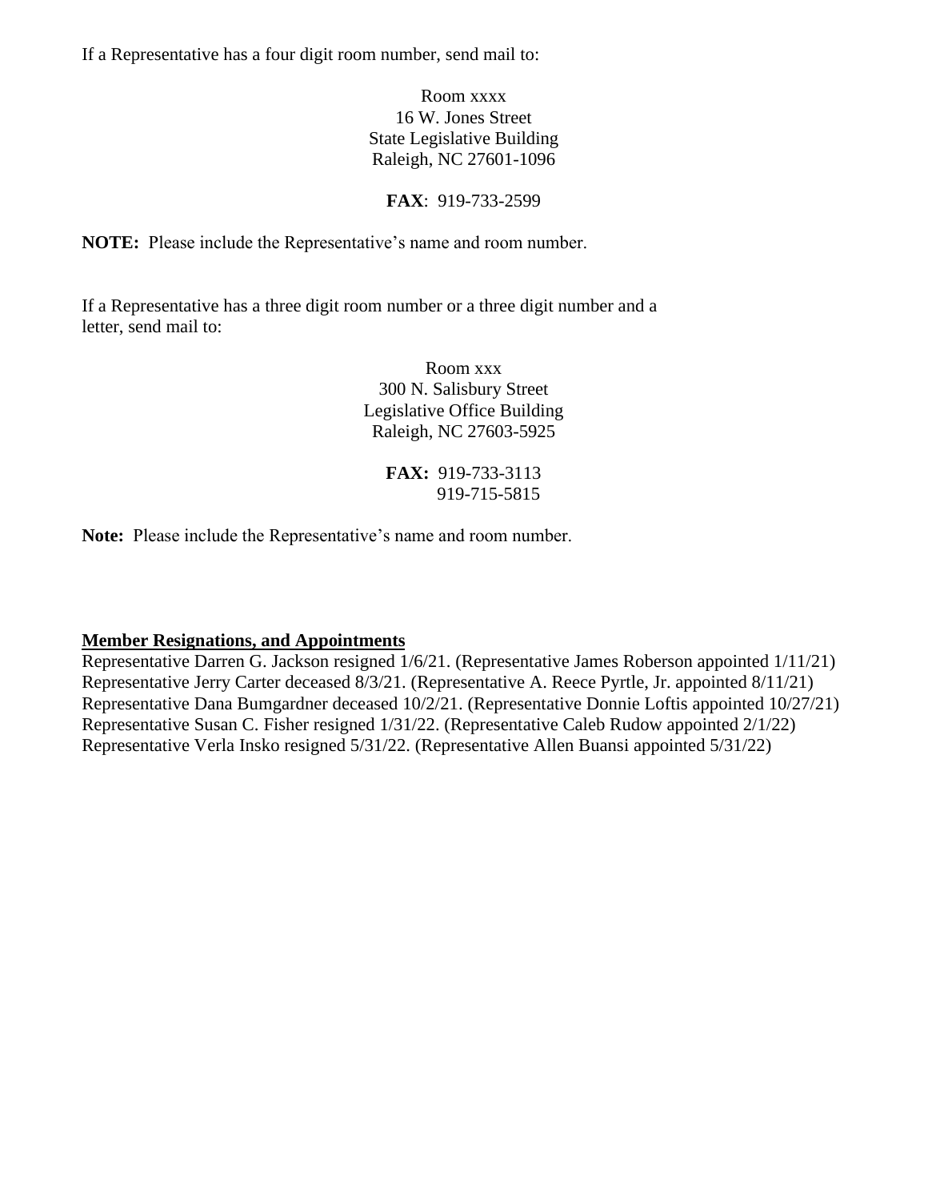If a Representative has a four digit room number, send mail to:

Room xxxx
16 W. Jones Street
State Legislative Building
Raleigh, NC 27601-1096

**FAX**: 919-733-2599

**NOTE:** Please include the Representative's name and room number.

If a Representative has a three digit room number or a three digit number and a letter, send mail to:

Room xxx
300 N. Salisbury Street
Legislative Office Building
Raleigh, NC 27603-5925

**FAX:** 919-733-3113
919-715-5815

**Note:** Please include the Representative's name and room number.

**Member Resignations, and Appointments**

Representative Darren G. Jackson resigned 1/6/21. (Representative James Roberson appointed 1/11/21)
Representative Jerry Carter deceased 8/3/21. (Representative A. Reece Pyrtle, Jr. appointed 8/11/21)
Representative Dana Bumgardner deceased 10/2/21. (Representative Donnie Loftis appointed 10/27/21)
Representative Susan C. Fisher resigned 1/31/22. (Representative Caleb Rudow appointed 2/1/22)
Representative Verla Insko resigned 5/31/22. (Representative Allen Buansi appointed 5/31/22)